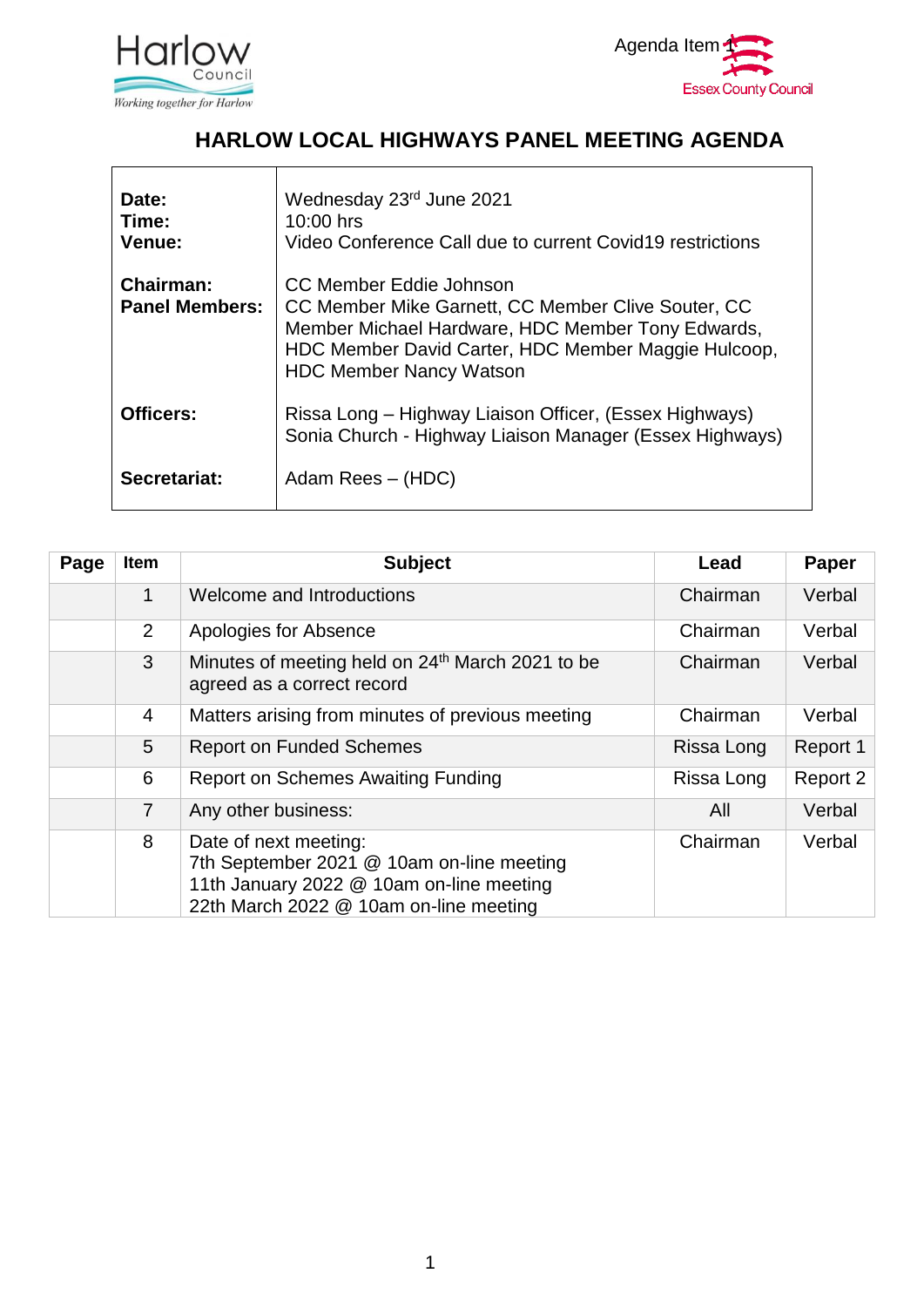Harlow Council

*Working together for Harlow*

Agenda Item 1

Essex County Council

# HARLOW LOCAL HIGHWAYS PANEL MEETING AGENDA

| | |
|---|---|
| **Date:**<br>**Time:**<br>**Venue:** | Wednesday 23rd June 2021<br>10:00 hrs<br>Video Conference Call due to current Covid19 restrictions |
| **Chairman:**<br>**Panel Members:** | CC Member Eddie Johnson<br>CC Member Mike Garnett, CC Member Clive Souter, CC Member Michael Hardware, HDC Member Tony Edwards, HDC Member David Carter, HDC Member Maggie Hulcoop, HDC Member Nancy Watson |
| **Officers:** | Rissa Long – Highway Liaison Officer, (Essex Highways)<br>Sonia Church - Highway Liaison Manager (Essex Highways) |
| **Secretariat:** | Adam Rees – (HDC) |

| Page | Item | Subject | Lead | Paper |
|---|---|---|---|---|
| | 1 | Welcome and Introductions | Chairman | Verbal |
| | 2 | Apologies for Absence | Chairman | Verbal |
| | 3 | Minutes of meeting held on 24th March 2021 to be agreed as a correct record | Chairman | Verbal |
| | 4 | Matters arising from minutes of previous meeting | Chairman | Verbal |
| | 5 | Report on Funded Schemes | Rissa Long | Report 1 |
| | 6 | Report on Schemes Awaiting Funding | Rissa Long | Report 2 |
| | 7 | Any other business: | All | Verbal |
| | 8 | Date of next meeting:<br>7th September 2021 @ 10am on-line meeting<br>11th January 2022 @ 10am on-line meeting<br>22th March 2022 @ 10am on-line meeting | Chairman | Verbal |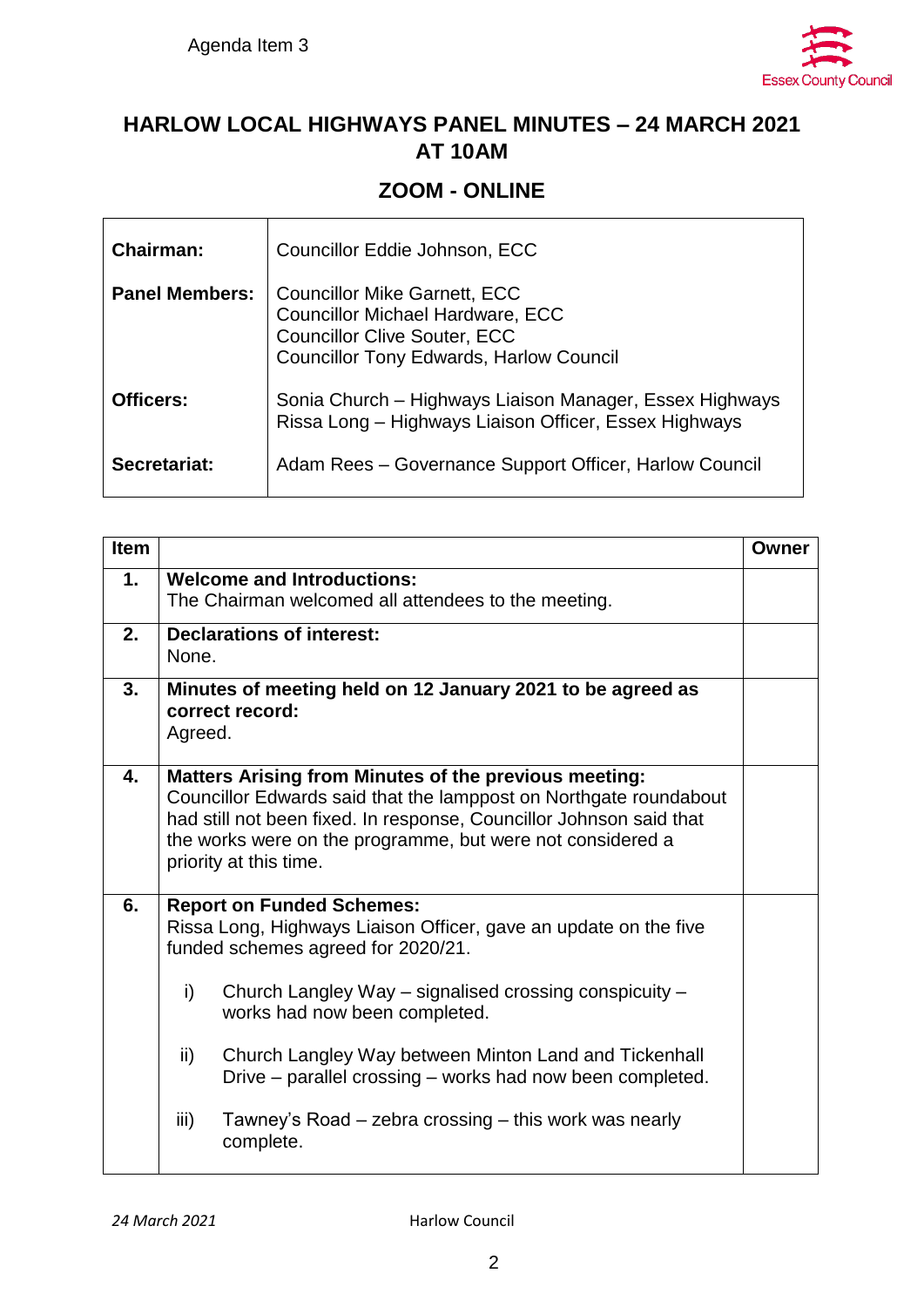Agenda Item 3

# HARLOW LOCAL HIGHWAYS PANEL MINUTES – 24 MARCH 2021 AT 10AM

## ZOOM - ONLINE

| | |
|---|---|
| **Chairman:** | Councillor Eddie Johnson, ECC |
| **Panel Members:** | Councillor Mike Garnett, ECC<br>Councillor Michael Hardware, ECC<br>Councillor Clive Souter, ECC<br>Councillor Tony Edwards, Harlow Council |
| **Officers:** | Sonia Church – Highways Liaison Manager, Essex Highways<br>Rissa Long – Highways Liaison Officer, Essex Highways |
| **Secretariat:** | Adam Rees – Governance Support Officer, Harlow Council |

| Item | | Owner |
|---|---|---|
| **1.** | **Welcome and Introductions:**<br>The Chairman welcomed all attendees to the meeting. | |
| **2.** | **Declarations of interest:**<br>None. | |
| **3.** | **Minutes of meeting held on 12 January 2021 to be agreed as correct record:**<br>Agreed. | |
| **4.** | **Matters Arising from Minutes of the previous meeting:**<br>Councillor Edwards said that the lamppost on Northgate roundabout had still not been fixed. In response, Councillor Johnson said that the works were on the programme, but were not considered a priority at this time. | |
| **6.** | **Report on Funded Schemes:**<br>Rissa Long, Highways Liaison Officer, gave an update on the five funded schemes agreed for 2020/21.<br><br>i) Church Langley Way – signalised crossing conspicuity – works had now been completed.<br><br>ii) Church Langley Way between Minton Land and Tickenhall Drive – parallel crossing – works had now been completed.<br><br>iii) Tawney's Road – zebra crossing – this work was nearly complete. | |

*24 March 2021* Harlow Council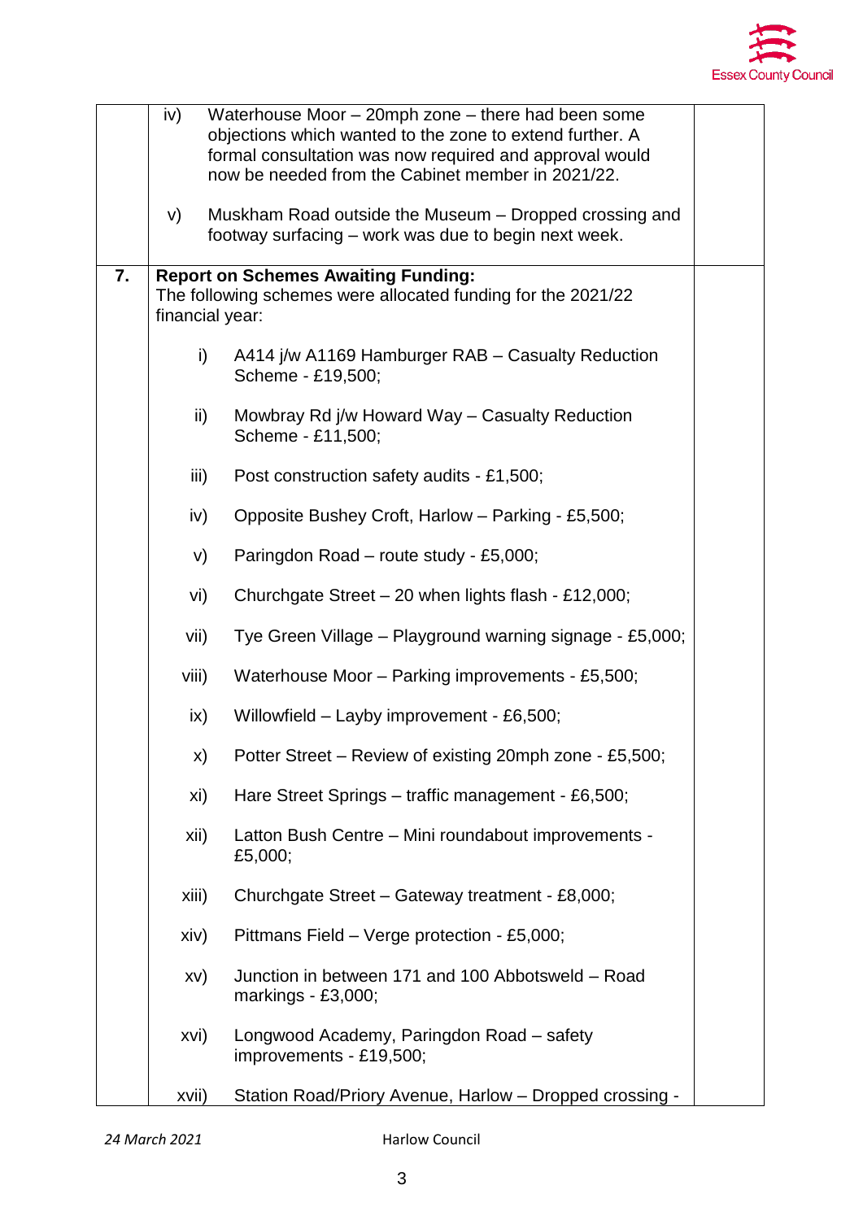| | | |
|---|---|---|
| | iv) Waterhouse Moor – 20mph zone – there had been some objections which wanted to the zone to extend further. A formal consultation was now required and approval would now be needed from the Cabinet member in 2021/22.<br><br>v) Muskham Road outside the Museum – Dropped crossing and footway surfacing – work was due to begin next week. | |
| **7.** | **Report on Schemes Awaiting Funding:**<br>The following schemes were allocated funding for the 2021/22 financial year:<br><br>i) A414 j/w A1169 Hamburger RAB – Casualty Reduction Scheme - £19,500;<br><br>ii) Mowbray Rd j/w Howard Way – Casualty Reduction Scheme - £11,500;<br><br>iii) Post construction safety audits - £1,500;<br><br>iv) Opposite Bushey Croft, Harlow – Parking - £5,500;<br><br>v) Paringdon Road – route study - £5,000;<br><br>vi) Churchgate Street – 20 when lights flash - £12,000;<br><br>vii) Tye Green Village – Playground warning signage - £5,000;<br><br>viii) Waterhouse Moor – Parking improvements - £5,500;<br><br>ix) Willowfield – Layby improvement - £6,500;<br><br>x) Potter Street – Review of existing 20mph zone - £5,500;<br><br>xi) Hare Street Springs – traffic management - £6,500;<br><br>xii) Latton Bush Centre – Mini roundabout improvements - £5,000;<br><br>xiii) Churchgate Street – Gateway treatment - £8,000;<br><br>xiv) Pittmans Field – Verge protection - £5,000;<br><br>xv) Junction in between 171 and 100 Abbotsweld – Road markings - £3,000;<br><br>xvi) Longwood Academy, Paringdon Road – safety improvements - £19,500;<br><br>xvii) Station Road/Priory Avenue, Harlow – Dropped crossing - | |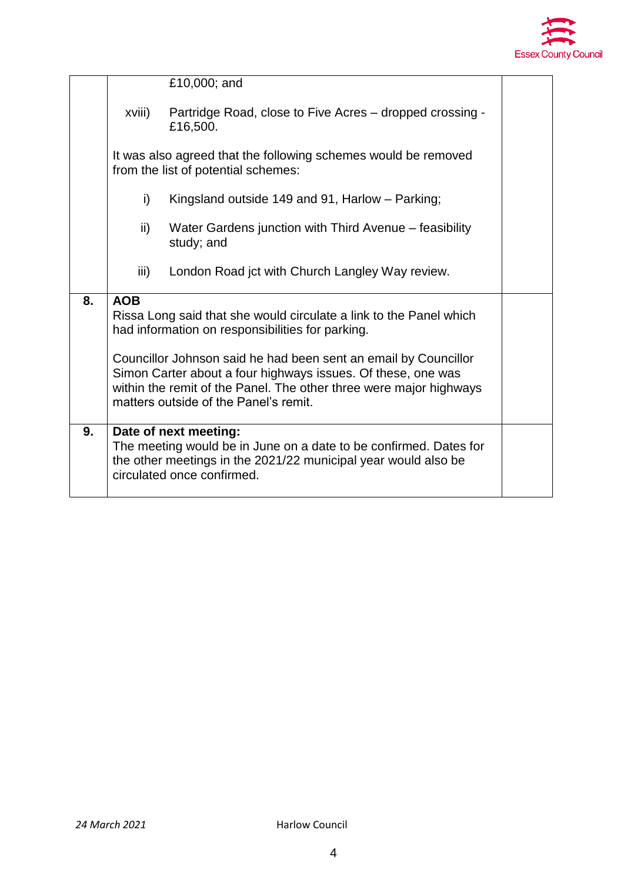| | | |
|---|---|---|
| | £10,000; and<br><br>xviii) Partridge Road, close to Five Acres – dropped crossing - £16,500.<br><br>It was also agreed that the following schemes would be removed from the list of potential schemes:<br><br>i) Kingsland outside 149 and 91, Harlow – Parking;<br><br>ii) Water Gardens junction with Third Avenue – feasibility study; and<br><br>iii) London Road jct with Church Langley Way review. | |
| **8.** | **AOB**<br>Rissa Long said that she would circulate a link to the Panel which had information on responsibilities for parking.<br><br>Councillor Johnson said he had been sent an email by Councillor Simon Carter about a four highways issues. Of these, one was within the remit of the Panel. The other three were major highways matters outside of the Panel's remit. | |
| **9.** | **Date of next meeting:**<br>The meeting would be in June on a date to be confirmed. Dates for the other meetings in the 2021/22 municipal year would also be circulated once confirmed. | |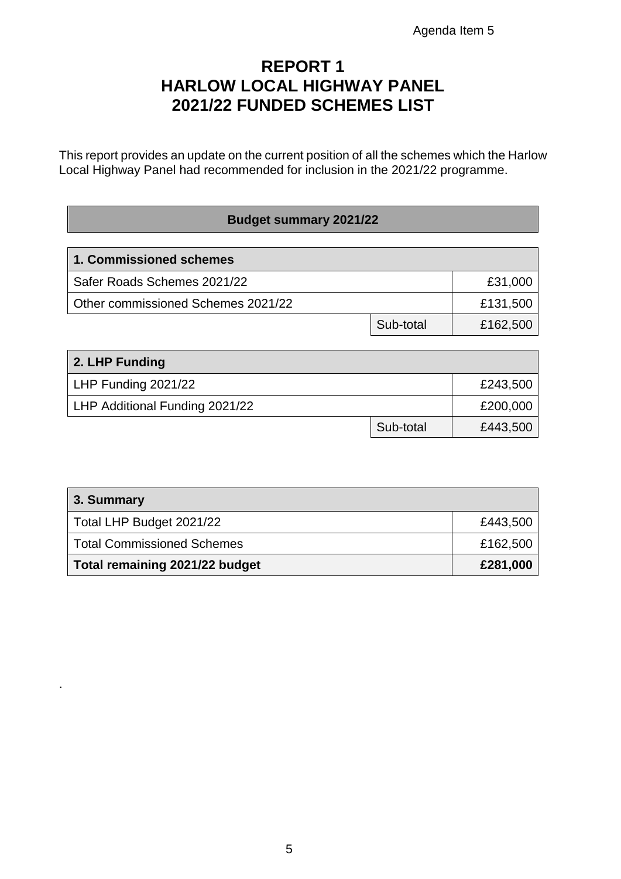Agenda Item 5

# REPORT 1
# HARLOW LOCAL HIGHWAY PANEL
# 2021/22 FUNDED SCHEMES LIST

This report provides an update on the current position of all the schemes which the Harlow Local Highway Panel had recommended for inclusion in the 2021/22 programme.

## Budget summary 2021/22

| 1. Commissioned schemes | | |
|---|---|---|
| Safer Roads Schemes 2021/22 | | £31,000 |
| Other commissioned Schemes 2021/22 | | £131,500 |
| | Sub-total | £162,500 |

| 2. LHP Funding | | |
|---|---|---|
| LHP Funding 2021/22 | | £243,500 |
| LHP Additional Funding 2021/22 | | £200,000 |
| | Sub-total | £443,500 |

| 3. Summary | |
|---|---|
| Total LHP Budget 2021/22 | £443,500 |
| Total Commissioned Schemes | £162,500 |
| **Total remaining 2021/22 budget** | **£281,000** |

.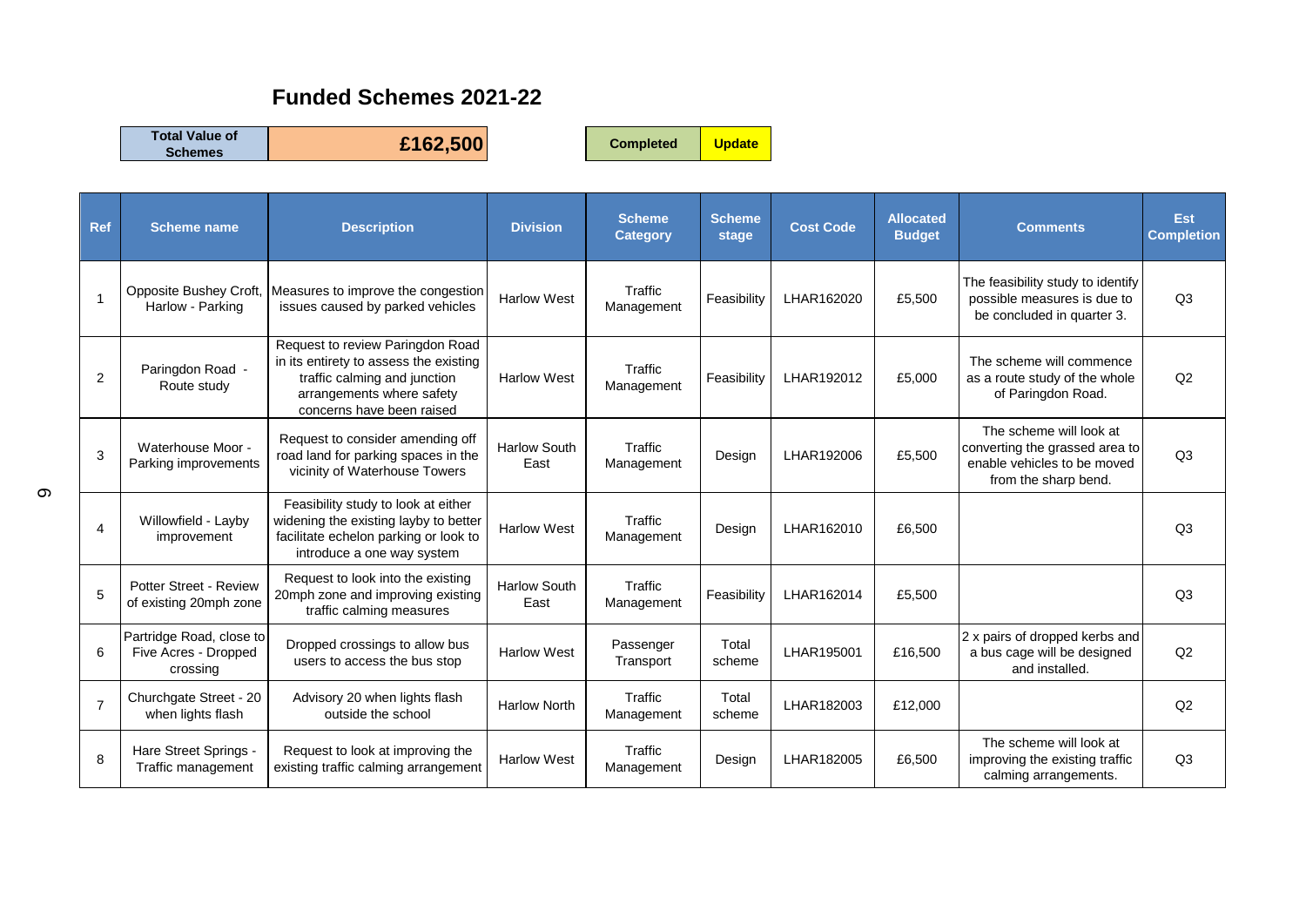# Funded Schemes 2021-22

| Total Value of Schemes | £162,500 |
|---|---|

| Completed | Update |
|---|---|

| Ref | Scheme name | Description | Division | Scheme Category | Scheme stage | Cost Code | Allocated Budget | Comments | Est Completion |
|---|---|---|---|---|---|---|---|---|---|
| 1 | Opposite Bushey Croft, Harlow - Parking | Measures to improve the congestion issues caused by parked vehicles | Harlow West | Traffic Management | Feasibility | LHAR162020 | £5,500 | The feasibility study to identify possible measures is due to be concluded in quarter 3. | Q3 |
| 2 | Paringdon Road - Route study | Request to review Paringdon Road in its entirety to assess the existing traffic calming and junction arrangements where safety concerns have been raised | Harlow West | Traffic Management | Feasibility | LHAR192012 | £5,000 | The scheme will commence as a route study of the whole of Paringdon Road. | Q2 |
| 3 | Waterhouse Moor - Parking improvements | Request to consider amending off road land for parking spaces in the vicinity of Waterhouse Towers | Harlow South East | Traffic Management | Design | LHAR192006 | £5,500 | The scheme will look at converting the grassed area to enable vehicles to be moved from the sharp bend. | Q3 |
| 4 | Willowfield - Layby improvement | Feasibility study to look at either widening the existing layby to better facilitate echelon parking or look to introduce a one way system | Harlow West | Traffic Management | Design | LHAR162010 | £6,500 | | Q3 |
| 5 | Potter Street - Review of existing 20mph zone | Request to look into the existing 20mph zone and improving existing traffic calming measures | Harlow South East | Traffic Management | Feasibility | LHAR162014 | £5,500 | | Q3 |
| 6 | Partridge Road, close to Five Acres - Dropped crossing | Dropped crossings to allow bus users to access the bus stop | Harlow West | Passenger Transport | Total scheme | LHAR195001 | £16,500 | 2 x pairs of dropped kerbs and a bus cage will be designed and installed. | Q2 |
| 7 | Churchgate Street - 20 when lights flash | Advisory 20 when lights flash outside the school | Harlow North | Traffic Management | Total scheme | LHAR182003 | £12,000 | | Q2 |
| 8 | Hare Street Springs - Traffic management | Request to look at improving the existing traffic calming arrangement | Harlow West | Traffic Management | Design | LHAR182005 | £6,500 | The scheme will look at improving the existing traffic calming arrangements. | Q3 |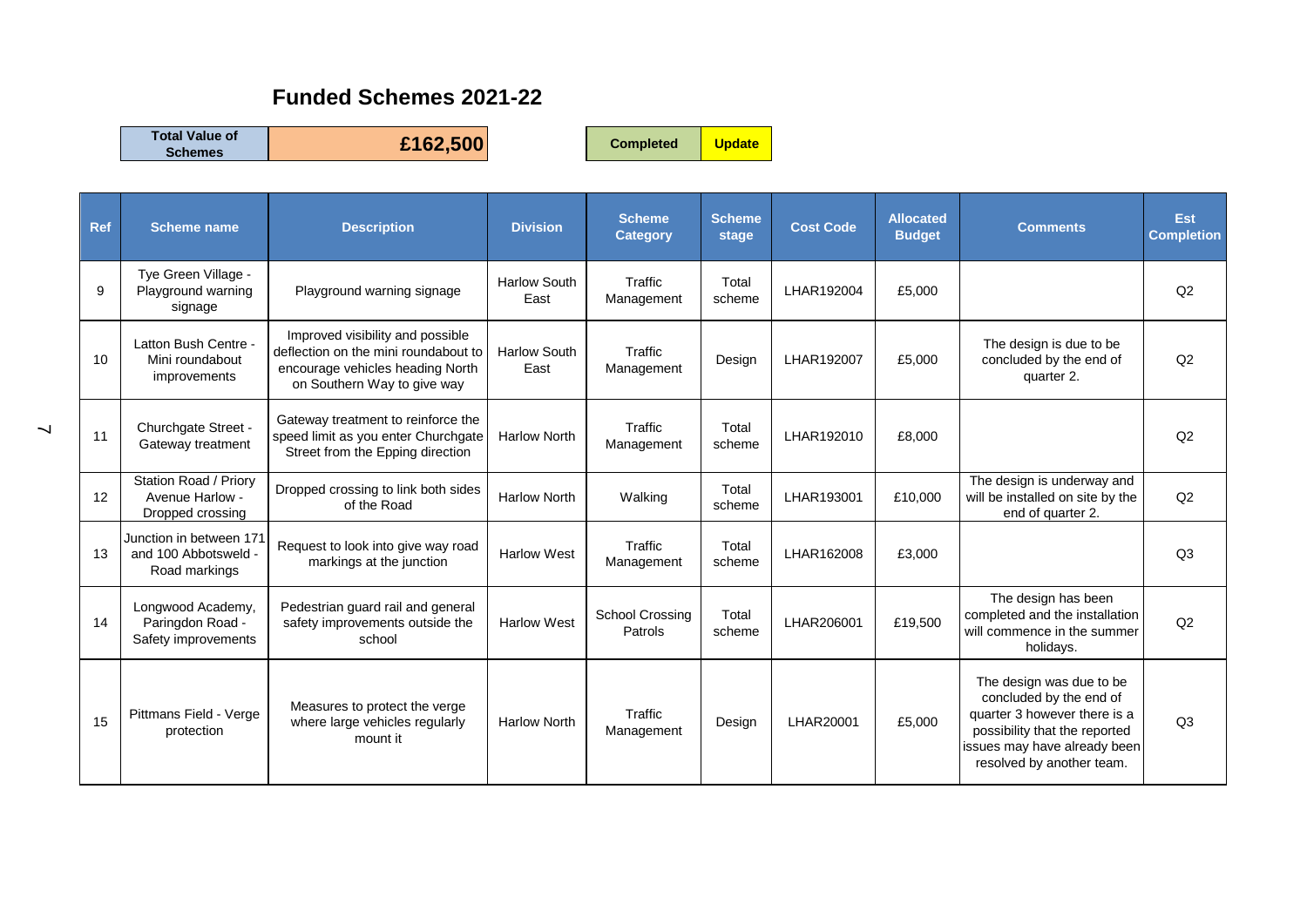# Funded Schemes 2021-22

| Total Value of Schemes | £162,500 | | Completed | Update |
|---|---|---|---|---|

| Ref | Scheme name | Description | Division | Scheme Category | Scheme stage | Cost Code | Allocated Budget | Comments | Est Completion |
|---|---|---|---|---|---|---|---|---|---|
| 9 | Tye Green Village - Playground warning signage | Playground warning signage | Harlow South East | Traffic Management | Total scheme | LHAR192004 | £5,000 | | Q2 |
| 10 | Latton Bush Centre - Mini roundabout improvements | Improved visibility and possible deflection on the mini roundabout to encourage vehicles heading North on Southern Way to give way | Harlow South East | Traffic Management | Design | LHAR192007 | £5,000 | The design is due to be concluded by the end of quarter 2. | Q2 |
| 11 | Churchgate Street - Gateway treatment | Gateway treatment to reinforce the speed limit as you enter Churchgate Street from the Epping direction | Harlow North | Traffic Management | Total scheme | LHAR192010 | £8,000 | | Q2 |
| 12 | Station Road / Priory Avenue Harlow - Dropped crossing | Dropped crossing to link both sides of the Road | Harlow North | Walking | Total scheme | LHAR193001 | £10,000 | The design is underway and will be installed on site by the end of quarter 2. | Q2 |
| 13 | Junction in between 171 and 100 Abbotsweld - Road markings | Request to look into give way road markings at the junction | Harlow West | Traffic Management | Total scheme | LHAR162008 | £3,000 | | Q3 |
| 14 | Longwood Academy, Paringdon Road - Safety improvements | Pedestrian guard rail and general safety improvements outside the school | Harlow West | School Crossing Patrols | Total scheme | LHAR206001 | £19,500 | The design has been completed and the installation will commence in the summer holidays. | Q2 |
| 15 | Pittmans Field - Verge protection | Measures to protect the verge where large vehicles regularly mount it | Harlow North | Traffic Management | Design | LHAR20001 | £5,000 | The design was due to be concluded by the end of quarter 3 however there is a possibility that the reported issues may have already been resolved by another team. | Q3 |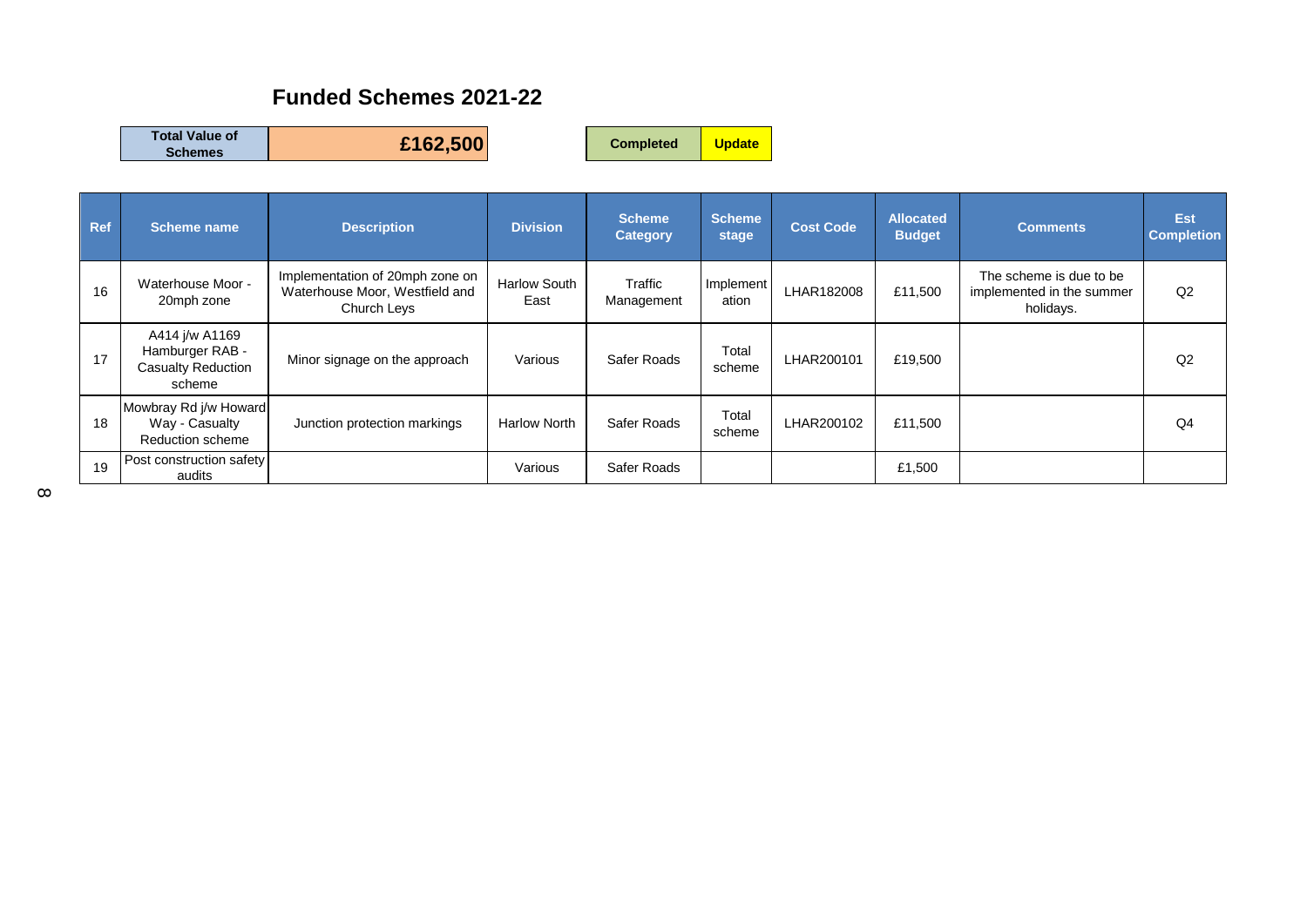## Funded Schemes 2021-22

| Total Value of Schemes | £162,500 | Completed | Update |
|---|---|---|---|

| Ref | Scheme name | Description | Division | Scheme Category | Scheme stage | Cost Code | Allocated Budget | Comments | Est Completion |
|---|---|---|---|---|---|---|---|---|---|
| 16 | Waterhouse Moor - 20mph zone | Implementation of 20mph zone on Waterhouse Moor, Westfield and Church Leys | Harlow South East | Traffic Management | Implementation | LHAR182008 | £11,500 | The scheme is due to be implemented in the summer holidays. | Q2 |
| 17 | A414 j/w A1169 Hamburger RAB - Casualty Reduction scheme | Minor signage on the approach | Various | Safer Roads | Total scheme | LHAR200101 | £19,500 | | Q2 |
| 18 | Mowbray Rd j/w Howard Way - Casualty Reduction scheme | Junction protection markings | Harlow North | Safer Roads | Total scheme | LHAR200102 | £11,500 | | Q4 |
| 19 | Post construction safety audits | | Various | Safer Roads | | | £1,500 | | |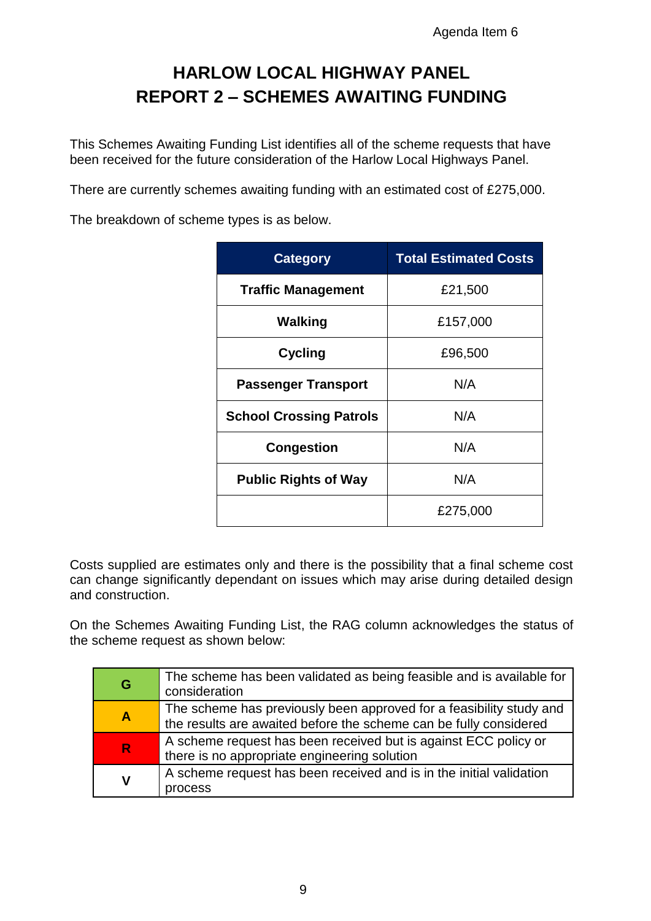Agenda Item 6

# HARLOW LOCAL HIGHWAY PANEL
# REPORT 2 – SCHEMES AWAITING FUNDING

This Schemes Awaiting Funding List identifies all of the scheme requests that have been received for the future consideration of the Harlow Local Highways Panel.

There are currently schemes awaiting funding with an estimated cost of £275,000.

The breakdown of scheme types is as below.

| Category | Total Estimated Costs |
|---|---|
| **Traffic Management** | £21,500 |
| **Walking** | £157,000 |
| **Cycling** | £96,500 |
| **Passenger Transport** | N/A |
| **School Crossing Patrols** | N/A |
| **Congestion** | N/A |
| **Public Rights of Way** | N/A |
| | £275,000 |

Costs supplied are estimates only and there is the possibility that a final scheme cost can change significantly dependant on issues which may arise during detailed design and construction.

On the Schemes Awaiting Funding List, the RAG column acknowledges the status of the scheme request as shown below:

| | |
|---|---|
| **G** | The scheme has been validated as being feasible and is available for consideration |
| **A** | The scheme has previously been approved for a feasibility study and the results are awaited before the scheme can be fully considered |
| **R** | A scheme request has been received but is against ECC policy or there is no appropriate engineering solution |
| **V** | A scheme request has been received and is in the initial validation process |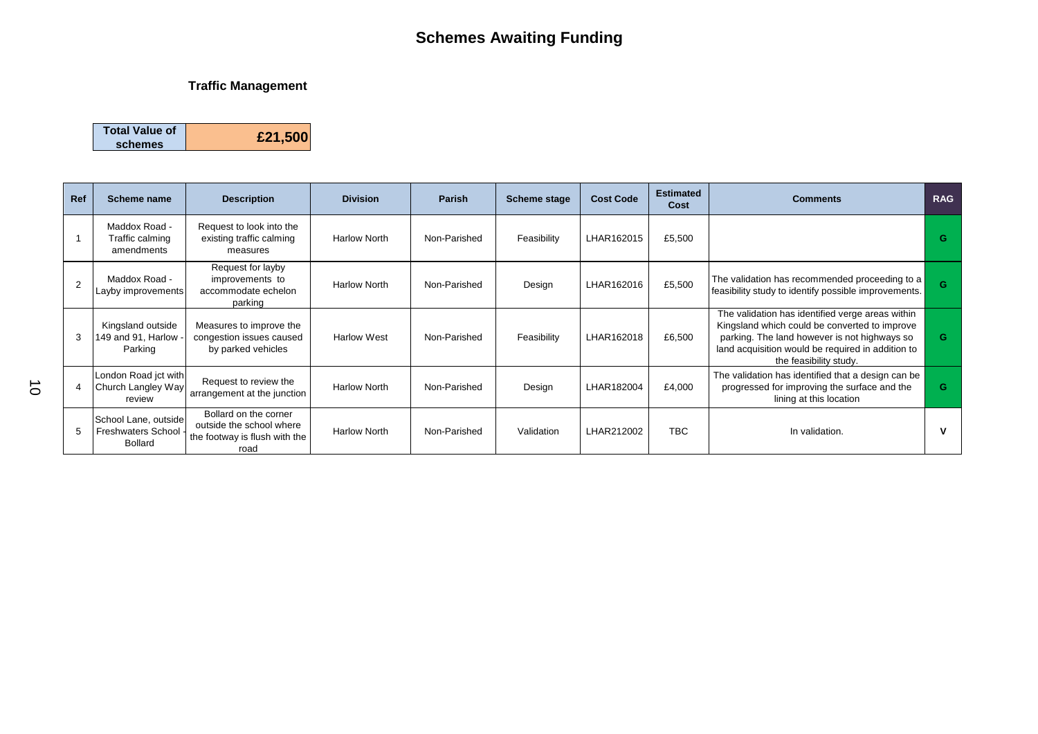# Schemes Awaiting Funding

## Traffic Management

| Total Value of schemes | £21,500 |
|---|---|

| Ref | Scheme name | Description | Division | Parish | Scheme stage | Cost Code | Estimated Cost | Comments | RAG |
|---|---|---|---|---|---|---|---|---|---|
| 1 | Maddox Road - Traffic calming amendments | Request to look into the existing traffic calming measures | Harlow North | Non-Parished | Feasibility | LHAR162015 | £5,500 | | G |
| 2 | Maddox Road - Layby improvements | Request for layby improvements to accommodate echelon parking | Harlow North | Non-Parished | Design | LHAR162016 | £5,500 | The validation has recommended proceeding to a feasibility study to identify possible improvements. | G |
| 3 | Kingsland outside 149 and 91, Harlow - Parking | Measures to improve the congestion issues caused by parked vehicles | Harlow West | Non-Parished | Feasibility | LHAR162018 | £6,500 | The validation has identified verge areas within Kingsland which could be converted to improve parking. The land however is not highways so land acquisition would be required in addition to the feasibility study. | G |
| 4 | London Road jct with Church Langley Way review | Request to review the arrangement at the junction | Harlow North | Non-Parished | Design | LHAR182004 | £4,000 | The validation has identified that a design can be progressed for improving the surface and the lining at this location | G |
| 5 | School Lane, outside Freshwaters School - Bollard | Bollard on the corner outside the school where the footway is flush with the road | Harlow North | Non-Parished | Validation | LHAR212002 | TBC | In validation. | V |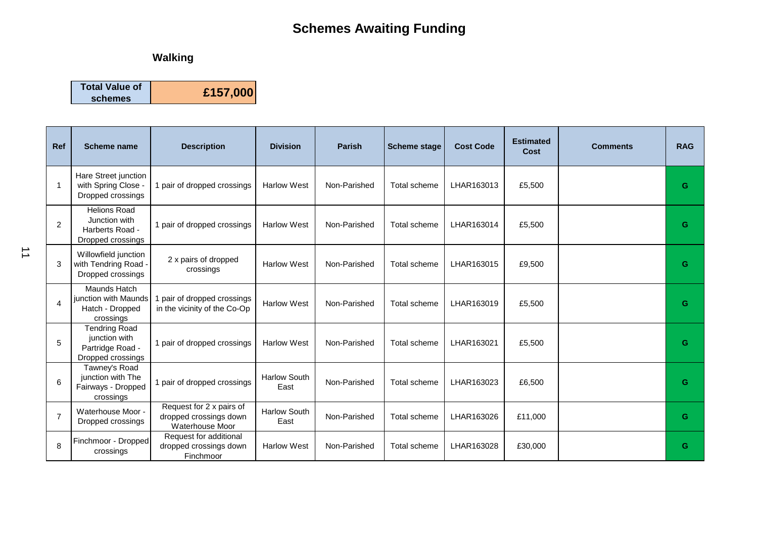# Schemes Awaiting Funding

## Walking

| Total Value of schemes | £157,000 |
|---|---|

| Ref | Scheme name | Description | Division | Parish | Scheme stage | Cost Code | Estimated Cost | Comments | RAG |
|---|---|---|---|---|---|---|---|---|---|
| 1 | Hare Street junction with Spring Close - Dropped crossings | 1 pair of dropped crossings | Harlow West | Non-Parished | Total scheme | LHAR163013 | £5,500 | | G |
| 2 | Helions Road Junction with Harberts Road - Dropped crossings | 1 pair of dropped crossings | Harlow West | Non-Parished | Total scheme | LHAR163014 | £5,500 | | G |
| 3 | Willowfield junction with Tendring Road - Dropped crossings | 2 x pairs of dropped crossings | Harlow West | Non-Parished | Total scheme | LHAR163015 | £9,500 | | G |
| 4 | Maunds Hatch junction with Maunds Hatch - Dropped crossings | 1 pair of dropped crossings in the vicinity of the Co-Op | Harlow West | Non-Parished | Total scheme | LHAR163019 | £5,500 | | G |
| 5 | Tendring Road junction with Partridge Road - Dropped crossings | 1 pair of dropped crossings | Harlow West | Non-Parished | Total scheme | LHAR163021 | £5,500 | | G |
| 6 | Tawney's Road junction with The Fairways - Dropped crossings | 1 pair of dropped crossings | Harlow South East | Non-Parished | Total scheme | LHAR163023 | £6,500 | | G |
| 7 | Waterhouse Moor - Dropped crossings | Request for 2 x pairs of dropped crossings down Waterhouse Moor | Harlow South East | Non-Parished | Total scheme | LHAR163026 | £11,000 | | G |
| 8 | Finchmoor - Dropped crossings | Request for additional dropped crossings down Finchmoor | Harlow West | Non-Parished | Total scheme | LHAR163028 | £30,000 | | G |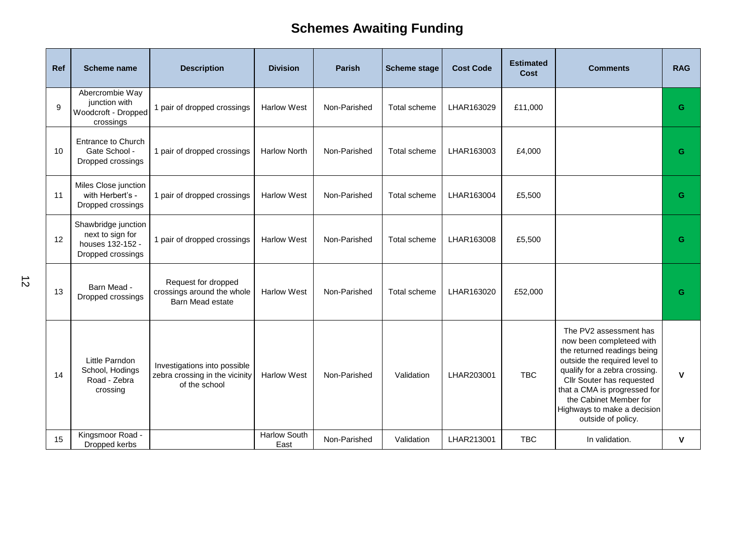# Schemes Awaiting Funding

| Ref | Scheme name | Description | Division | Parish | Scheme stage | Cost Code | Estimated Cost | Comments | RAG |
|---|---|---|---|---|---|---|---|---|---|
| 9 | Abercrombie Way junction with Woodcroft - Dropped crossings | 1 pair of dropped crossings | Harlow West | Non-Parished | Total scheme | LHAR163029 | £11,000 | | G |
| 10 | Entrance to Church Gate School - Dropped crossings | 1 pair of dropped crossings | Harlow North | Non-Parished | Total scheme | LHAR163003 | £4,000 | | G |
| 11 | Miles Close junction with Herbert's - Dropped crossings | 1 pair of dropped crossings | Harlow West | Non-Parished | Total scheme | LHAR163004 | £5,500 | | G |
| 12 | Shawbridge junction next to sign for houses 132-152 - Dropped crossings | 1 pair of dropped crossings | Harlow West | Non-Parished | Total scheme | LHAR163008 | £5,500 | | G |
| 13 | Barn Mead - Dropped crossings | Request for dropped crossings around the whole Barn Mead estate | Harlow West | Non-Parished | Total scheme | LHAR163020 | £52,000 | | G |
| 14 | Little Parndon School, Hodings Road - Zebra crossing | Investigations into possible zebra crossing in the vicinity of the school | Harlow West | Non-Parished | Validation | LHAR203001 | TBC | The PV2 assessment has now been completeed with the returned readings being outside the required level to qualify for a zebra crossing. Cllr Souter has requested that a CMA is progressed for the Cabinet Member for Highways to make a decision outside of policy. | V |
| 15 | Kingsmoor Road - Dropped kerbs | | Harlow South East | Non-Parished | Validation | LHAR213001 | TBC | In validation. | V |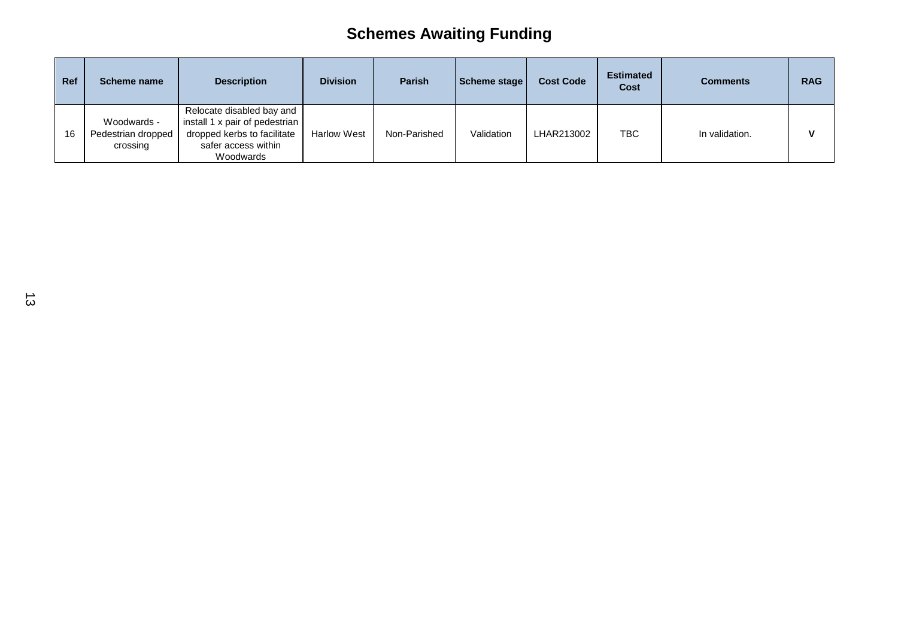# Schemes Awaiting Funding

| Ref | Scheme name | Description | Division | Parish | Scheme stage | Cost Code | Estimated Cost | Comments | RAG |
|---|---|---|---|---|---|---|---|---|---|
| 16 | Woodwards - Pedestrian dropped crossing | Relocate disabled bay and install 1 x pair of pedestrian dropped kerbs to facilitate safer access within Woodwards | Harlow West | Non-Parished | Validation | LHAR213002 | TBC | In validation. | **V** |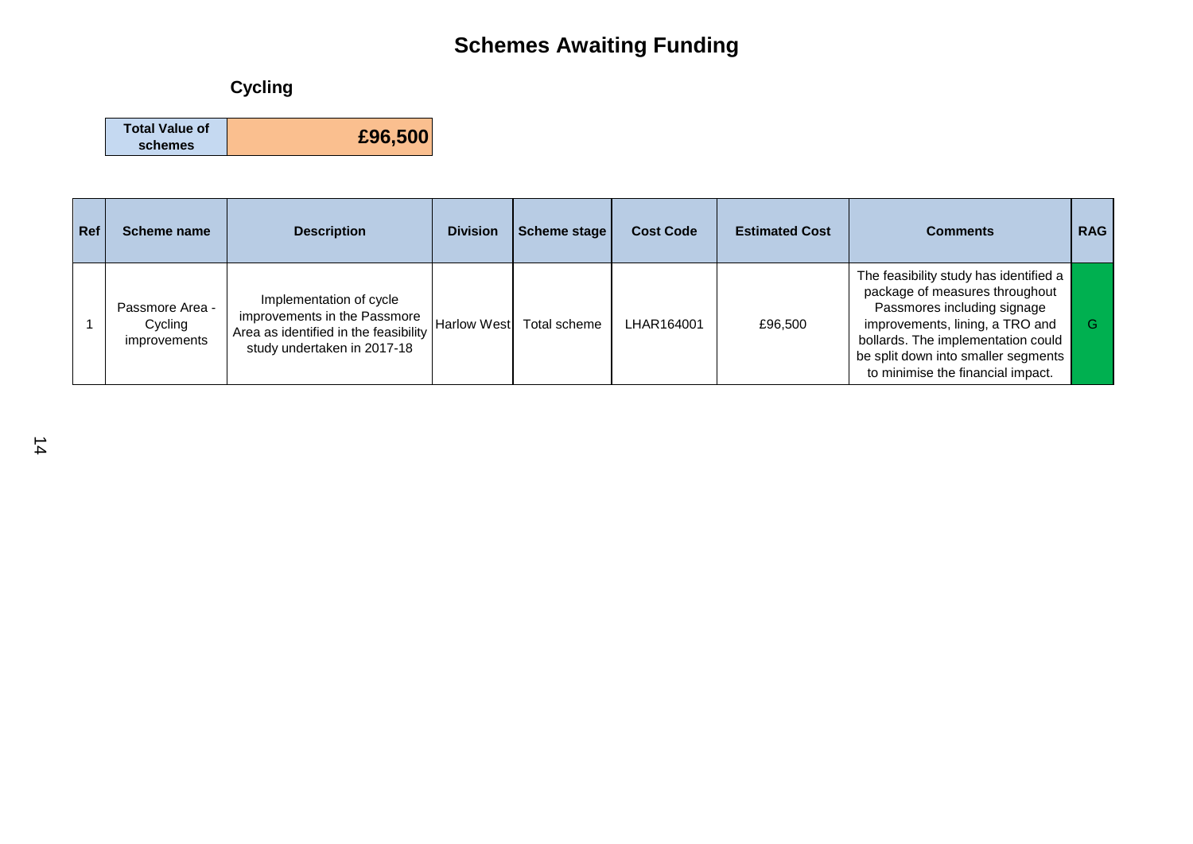# Schemes Awaiting Funding

## Cycling

| Total Value of schemes | £96,500 |
|---|---|

| Ref | Scheme name | Description | Division | Scheme stage | Cost Code | Estimated Cost | Comments | RAG |
|---|---|---|---|---|---|---|---|---|
| 1 | Passmore Area - Cycling improvements | Implementation of cycle improvements in the Passmore Area as identified in the feasibility study undertaken in 2017-18 | Harlow West | Total scheme | LHAR164001 | £96,500 | The feasibility study has identified a package of measures throughout Passmores including signage improvements, lining, a TRO and bollards. The implementation could be split down into smaller segments to minimise the financial impact. | G |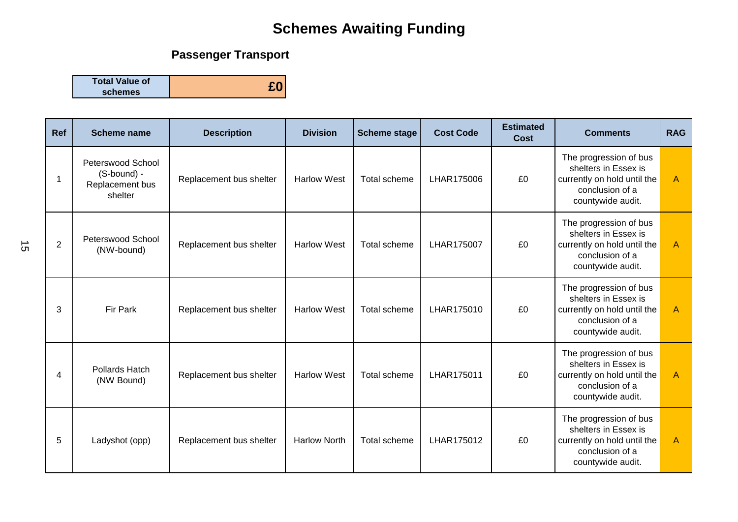# Schemes Awaiting Funding

## Passenger Transport

| Total Value of schemes | £0 |
|---|---|

| Ref | Scheme name | Description | Division | Scheme stage | Cost Code | Estimated Cost | Comments | RAG |
|---|---|---|---|---|---|---|---|---|
| 1 | Peterswood School (S-bound) - Replacement bus shelter | Replacement bus shelter | Harlow West | Total scheme | LHAR175006 | £0 | The progression of bus shelters in Essex is currently on hold until the conclusion of a countywide audit. | A |
| 2 | Peterswood School (NW-bound) | Replacement bus shelter | Harlow West | Total scheme | LHAR175007 | £0 | The progression of bus shelters in Essex is currently on hold until the conclusion of a countywide audit. | A |
| 3 | Fir Park | Replacement bus shelter | Harlow West | Total scheme | LHAR175010 | £0 | The progression of bus shelters in Essex is currently on hold until the conclusion of a countywide audit. | A |
| 4 | Pollards Hatch (NW Bound) | Replacement bus shelter | Harlow West | Total scheme | LHAR175011 | £0 | The progression of bus shelters in Essex is currently on hold until the conclusion of a countywide audit. | A |
| 5 | Ladyshot (opp) | Replacement bus shelter | Harlow North | Total scheme | LHAR175012 | £0 | The progression of bus shelters in Essex is currently on hold until the conclusion of a countywide audit. | A |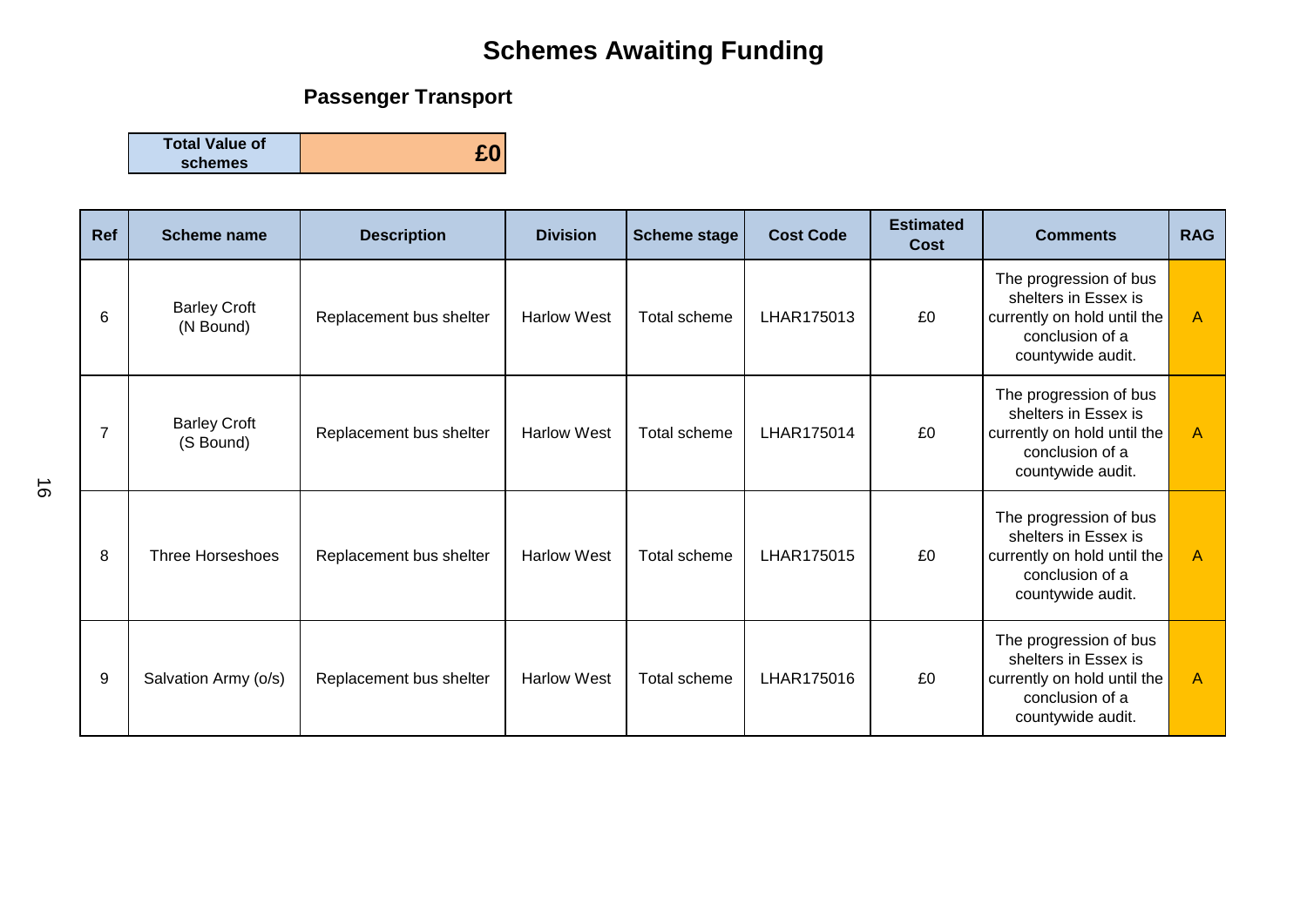# Schemes Awaiting Funding

## Passenger Transport

| Total Value of schemes | £0 |
|---|---|

| Ref | Scheme name | Description | Division | Scheme stage | Cost Code | Estimated Cost | Comments | RAG |
|---|---|---|---|---|---|---|---|---|
| 6 | Barley Croft (N Bound) | Replacement bus shelter | Harlow West | Total scheme | LHAR175013 | £0 | The progression of bus shelters in Essex is currently on hold until the conclusion of a countywide audit. | A |
| 7 | Barley Croft (S Bound) | Replacement bus shelter | Harlow West | Total scheme | LHAR175014 | £0 | The progression of bus shelters in Essex is currently on hold until the conclusion of a countywide audit. | A |
| 8 | Three Horseshoes | Replacement bus shelter | Harlow West | Total scheme | LHAR175015 | £0 | The progression of bus shelters in Essex is currently on hold until the conclusion of a countywide audit. | A |
| 9 | Salvation Army (o/s) | Replacement bus shelter | Harlow West | Total scheme | LHAR175016 | £0 | The progression of bus shelters in Essex is currently on hold until the conclusion of a countywide audit. | A |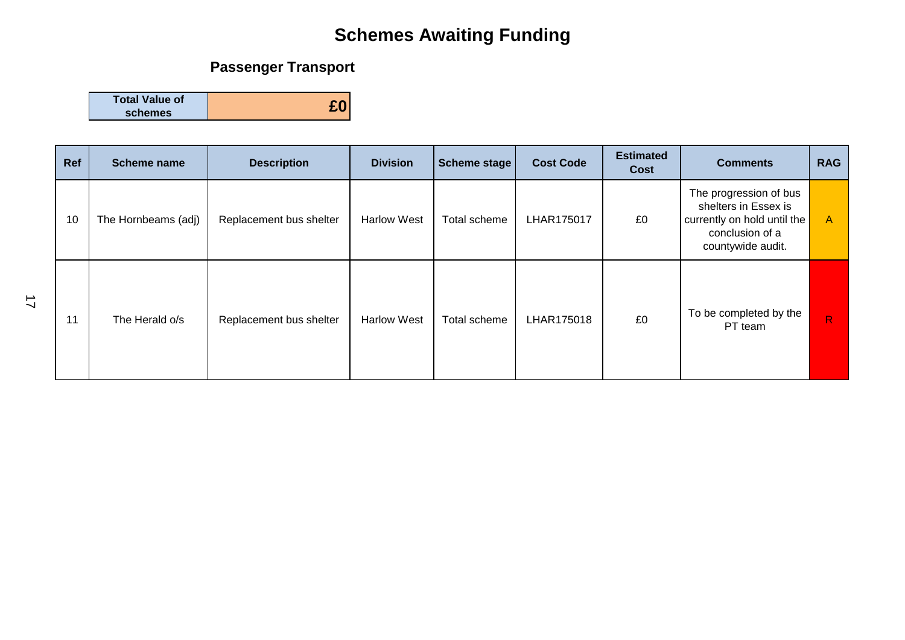# Schemes Awaiting Funding

## Passenger Transport

| Total Value of schemes | £0 |
|---|---|

| Ref | Scheme name | Description | Division | Scheme stage | Cost Code | Estimated Cost | Comments | RAG |
|---|---|---|---|---|---|---|---|---|
| 10 | The Hornbeams (adj) | Replacement bus shelter | Harlow West | Total scheme | LHAR175017 | £0 | The progression of bus shelters in Essex is currently on hold until the conclusion of a countywide audit. | A |
| 11 | The Herald o/s | Replacement bus shelter | Harlow West | Total scheme | LHAR175018 | £0 | To be completed by the PT team | R |